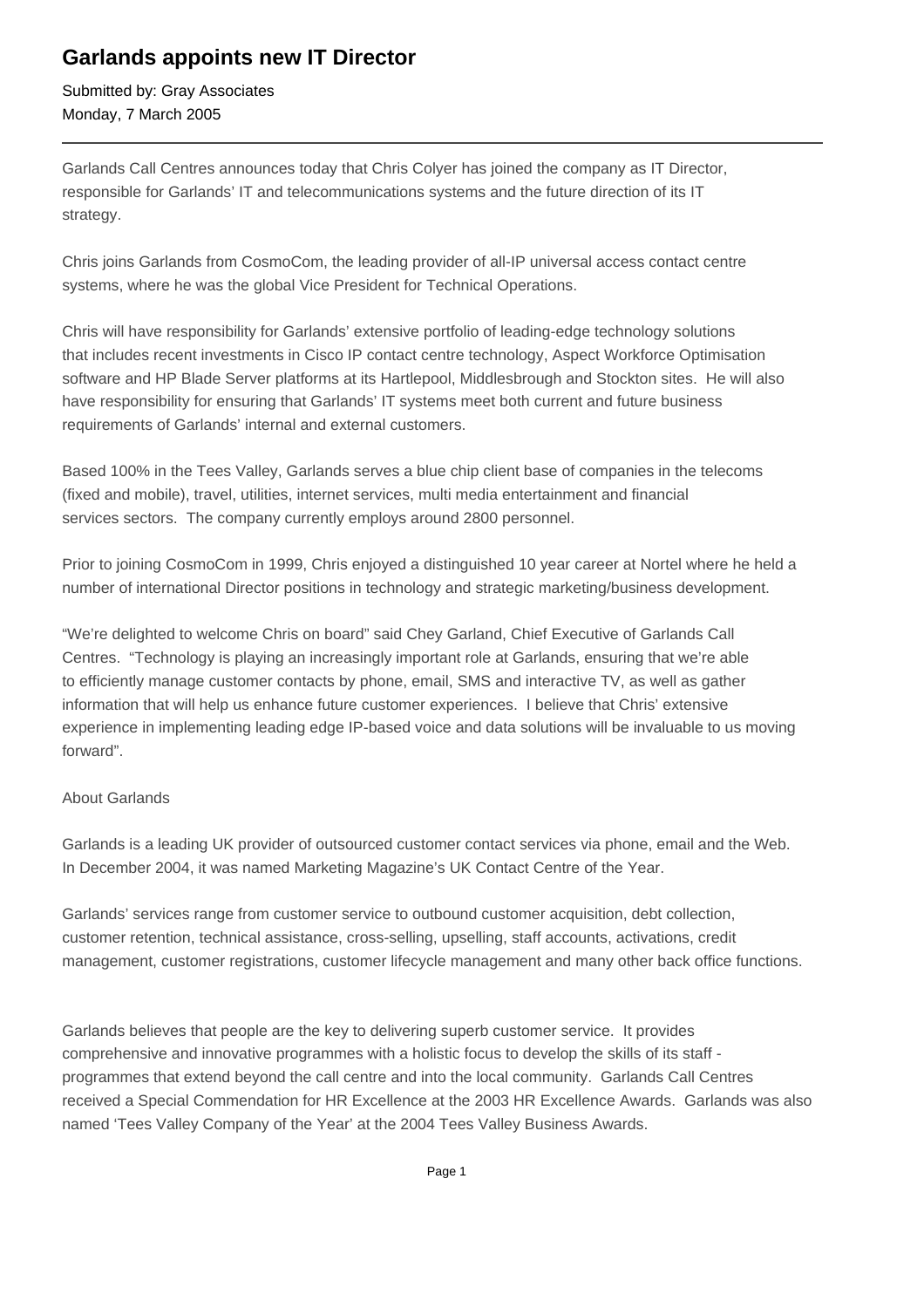# Garlands appoints new IT Director

Submitted by: Gray Associates
Monday, 7 March 2005

---

Garlands Call Centres announces today that Chris Colyer has joined the company as IT Director, responsible for Garlands' IT and telecommunications systems and the future direction of its IT strategy.

Chris joins Garlands from CosmoCom, the leading provider of all-IP universal access contact centre systems, where he was the global Vice President for Technical Operations.

Chris will have responsibility for Garlands' extensive portfolio of leading-edge technology solutions that includes recent investments in Cisco IP contact centre technology, Aspect Workforce Optimisation software and HP Blade Server platforms at its Hartlepool, Middlesbrough and Stockton sites. He will also have responsibility for ensuring that Garlands' IT systems meet both current and future business requirements of Garlands' internal and external customers.

Based 100% in the Tees Valley, Garlands serves a blue chip client base of companies in the telecoms (fixed and mobile), travel, utilities, internet services, multi media entertainment and financial services sectors. The company currently employs around 2800 personnel.

Prior to joining CosmoCom in 1999, Chris enjoyed a distinguished 10 year career at Nortel where he held a number of international Director positions in technology and strategic marketing/business development.

"We're delighted to welcome Chris on board" said Chey Garland, Chief Executive of Garlands Call Centres. "Technology is playing an increasingly important role at Garlands, ensuring that we're able to efficiently manage customer contacts by phone, email, SMS and interactive TV, as well as gather information that will help us enhance future customer experiences. I believe that Chris' extensive experience in implementing leading edge IP-based voice and data solutions will be invaluable to us moving forward".

About Garlands

Garlands is a leading UK provider of outsourced customer contact services via phone, email and the Web. In December 2004, it was named Marketing Magazine's UK Contact Centre of the Year.

Garlands' services range from customer service to outbound customer acquisition, debt collection, customer retention, technical assistance, cross-selling, upselling, staff accounts, activations, credit management, customer registrations, customer lifecycle management and many other back office functions.

Garlands believes that people are the key to delivering superb customer service. It provides comprehensive and innovative programmes with a holistic focus to develop the skills of its staff - programmes that extend beyond the call centre and into the local community. Garlands Call Centres received a Special Commendation for HR Excellence at the 2003 HR Excellence Awards. Garlands was also named 'Tees Valley Company of the Year' at the 2004 Tees Valley Business Awards.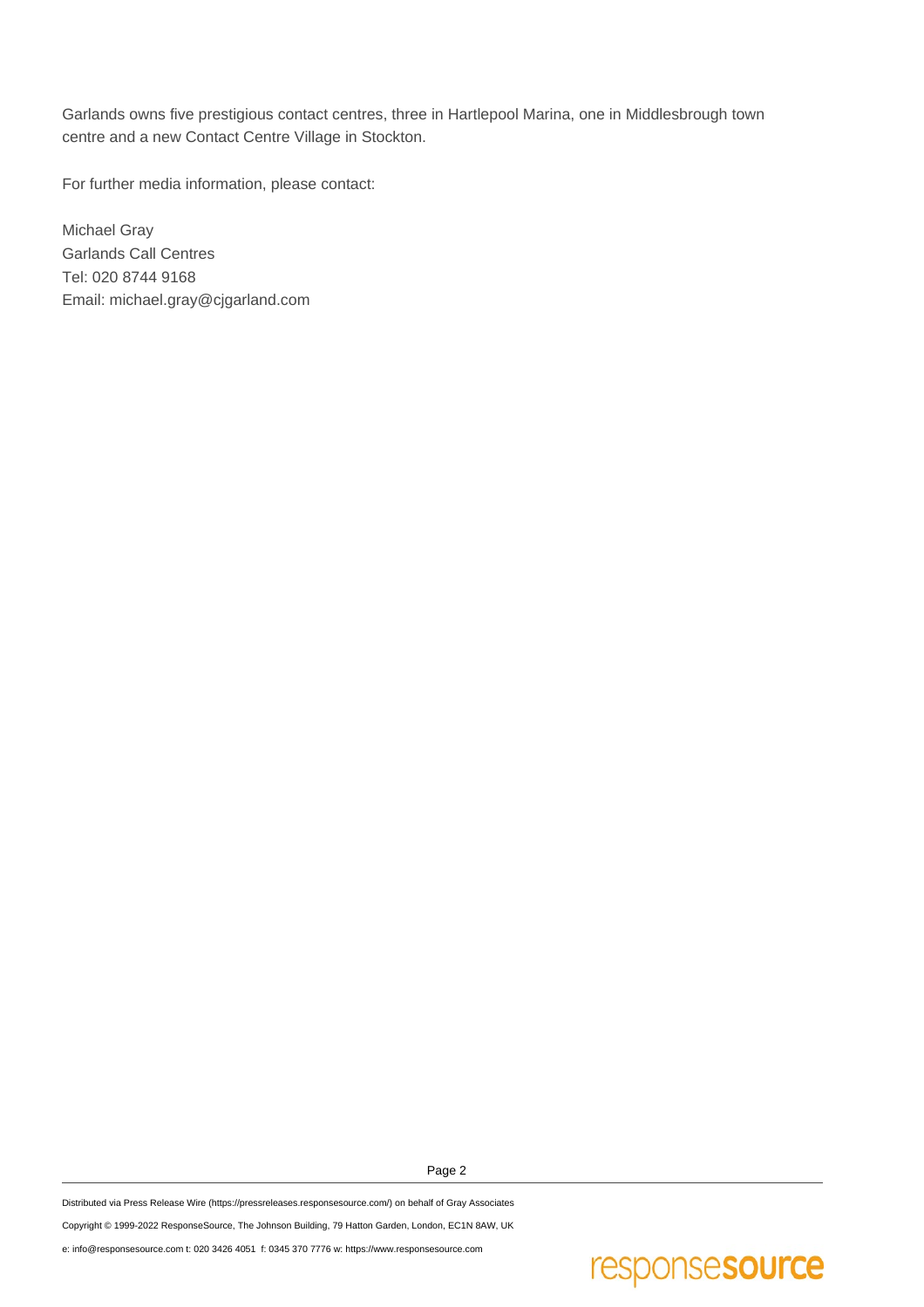Garlands owns five prestigious contact centres, three in Hartlepool Marina, one in Middlesbrough town centre and a new Contact Centre Village in Stockton.

For further media information, please contact:

Michael Gray
Garlands Call Centres
Tel: 020 8744 9168
Email: michael.gray@cjgarland.com